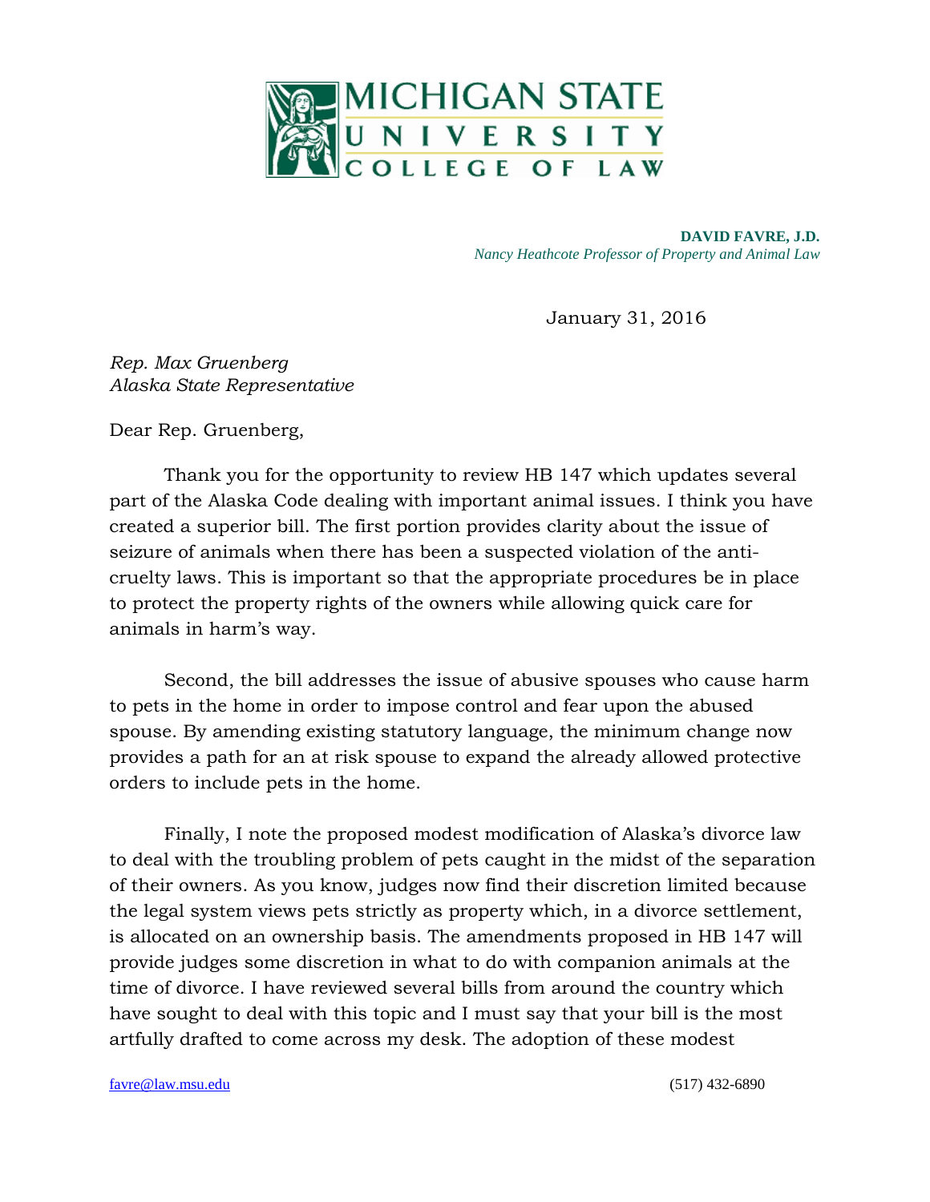MICHIGAN STATE UNIVERSITY COLLEGE OF LAW

**DAVID FAVRE, J.D.**
*Nancy Heathcote Professor of Property and Animal Law*

January 31, 2016

*Rep. Max Gruenberg*
*Alaska State Representative*

Dear Rep. Gruenberg,

Thank you for the opportunity to review HB 147 which updates several part of the Alaska Code dealing with important animal issues. I think you have created a superior bill. The first portion provides clarity about the issue of seizure of animals when there has been a suspected violation of the anti-cruelty laws. This is important so that the appropriate procedures be in place to protect the property rights of the owners while allowing quick care for animals in harm's way.

Second, the bill addresses the issue of abusive spouses who cause harm to pets in the home in order to impose control and fear upon the abused spouse. By amending existing statutory language, the minimum change now provides a path for an at risk spouse to expand the already allowed protective orders to include pets in the home.

Finally, I note the proposed modest modification of Alaska's divorce law to deal with the troubling problem of pets caught in the midst of the separation of their owners. As you know, judges now find their discretion limited because the legal system views pets strictly as property which, in a divorce settlement, is allocated on an ownership basis. The amendments proposed in HB 147 will provide judges some discretion in what to do with companion animals at the time of divorce. I have reviewed several bills from around the country which have sought to deal with this topic and I must say that your bill is the most artfully drafted to come across my desk. The adoption of these modest

favre@law.msu.edu (517) 432-6890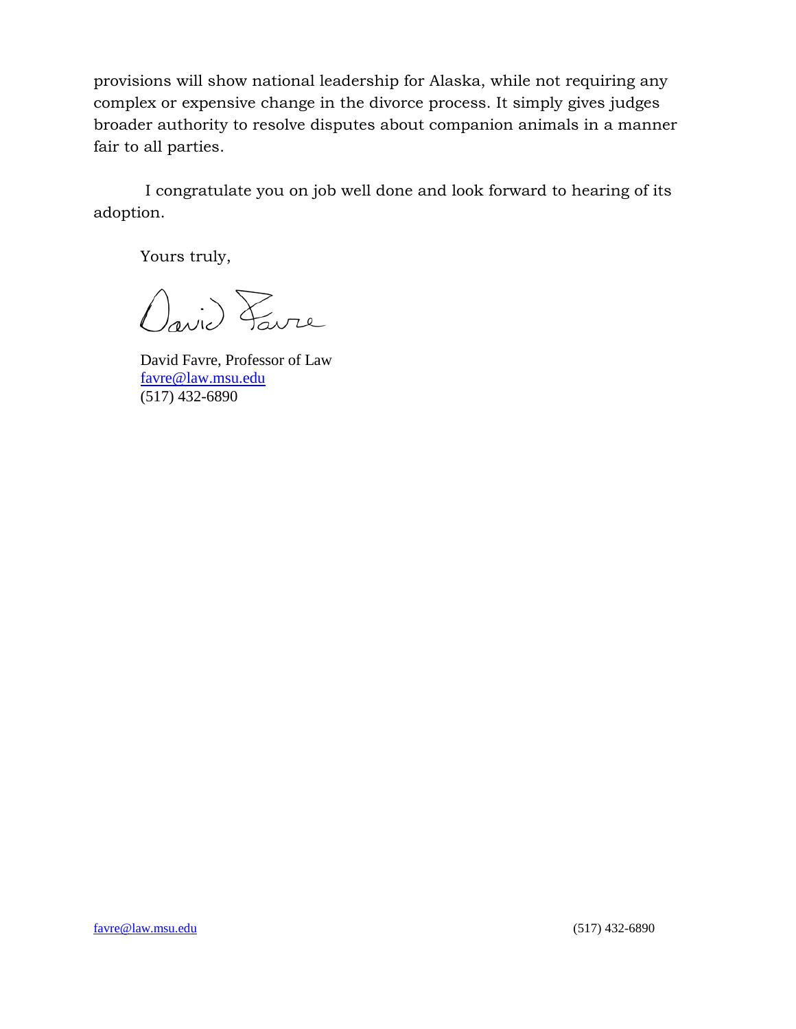provisions will show national leadership for Alaska, while not requiring any complex or expensive change in the divorce process. It simply gives judges broader authority to resolve disputes about companion animals in a manner fair to all parties.

I congratulate you on job well done and look forward to hearing of its adoption.

Yours truly,

David Favre

David Favre, Professor of Law  
favre@law.msu.edu  
(517) 432-6890